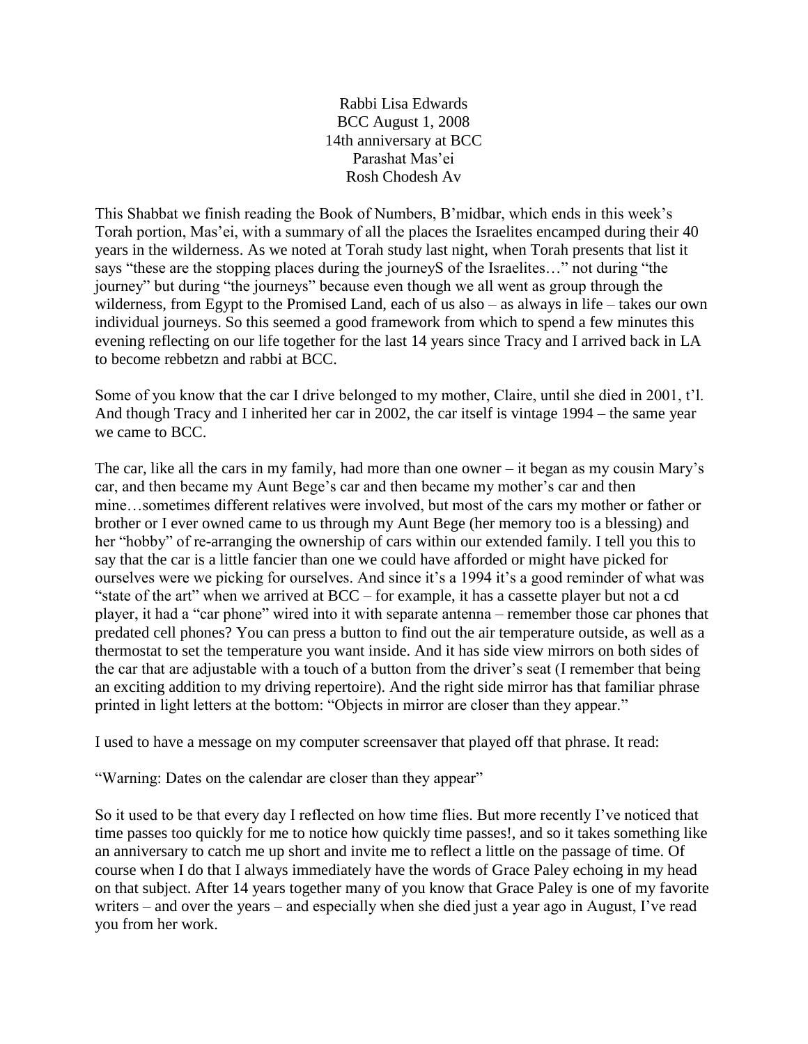Rabbi Lisa Edwards
BCC August 1, 2008
14th anniversary at BCC
Parashat Mas'ei
Rosh Chodesh Av

This Shabbat we finish reading the Book of Numbers, B'midbar, which ends in this week's Torah portion, Mas'ei, with a summary of all the places the Israelites encamped during their 40 years in the wilderness. As we noted at Torah study last night, when Torah presents that list it says "these are the stopping places during the journeyS of the Israelites…" not during "the journey" but during "the journeys" because even though we all went as group through the wilderness, from Egypt to the Promised Land, each of us also – as always in life – takes our own individual journeys. So this seemed a good framework from which to spend a few minutes this evening reflecting on our life together for the last 14 years since Tracy and I arrived back in LA to become rebbetzn and rabbi at BCC.

Some of you know that the car I drive belonged to my mother, Claire, until she died in 2001, t'l. And though Tracy and I inherited her car in 2002, the car itself is vintage 1994 – the same year we came to BCC.

The car, like all the cars in my family, had more than one owner – it began as my cousin Mary's car, and then became my Aunt Bege's car and then became my mother's car and then mine…sometimes different relatives were involved, but most of the cars my mother or father or brother or I ever owned came to us through my Aunt Bege (her memory too is a blessing) and her "hobby" of re-arranging the ownership of cars within our extended family. I tell you this to say that the car is a little fancier than one we could have afforded or might have picked for ourselves were we picking for ourselves. And since it's a 1994 it's a good reminder of what was "state of the art" when we arrived at BCC – for example, it has a cassette player but not a cd player, it had a "car phone" wired into it with separate antenna – remember those car phones that predated cell phones? You can press a button to find out the air temperature outside, as well as a thermostat to set the temperature you want inside. And it has side view mirrors on both sides of the car that are adjustable with a touch of a button from the driver's seat (I remember that being an exciting addition to my driving repertoire). And the right side mirror has that familiar phrase printed in light letters at the bottom: "Objects in mirror are closer than they appear."

I used to have a message on my computer screensaver that played off that phrase. It read:

"Warning: Dates on the calendar are closer than they appear"

So it used to be that every day I reflected on how time flies. But more recently I've noticed that time passes too quickly for me to notice how quickly time passes!, and so it takes something like an anniversary to catch me up short and invite me to reflect a little on the passage of time. Of course when I do that I always immediately have the words of Grace Paley echoing in my head on that subject. After 14 years together many of you know that Grace Paley is one of my favorite writers – and over the years – and especially when she died just a year ago in August, I've read you from her work.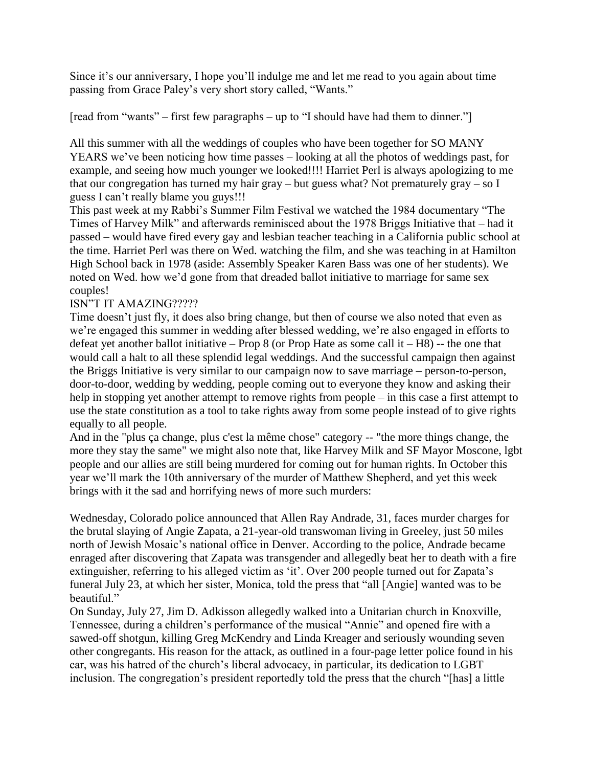Since it's our anniversary, I hope you'll indulge me and let me read to you again about time passing from Grace Paley's very short story called, "Wants."

[read from "wants" – first few paragraphs – up to "I should have had them to dinner."]

All this summer with all the weddings of couples who have been together for SO MANY YEARS we've been noticing how time passes – looking at all the photos of weddings past, for example, and seeing how much younger we looked!!!! Harriet Perl is always apologizing to me that our congregation has turned my hair gray – but guess what? Not prematurely gray – so I guess I can't really blame you guys!!!

This past week at my Rabbi's Summer Film Festival we watched the 1984 documentary "The Times of Harvey Milk" and afterwards reminisced about the 1978 Briggs Initiative that – had it passed – would have fired every gay and lesbian teacher teaching in a California public school at the time. Harriet Perl was there on Wed. watching the film, and she was teaching in at Hamilton High School back in 1978 (aside: Assembly Speaker Karen Bass was one of her students). We noted on Wed. how we'd gone from that dreaded ballot initiative to marriage for same sex couples!

ISN"T IT AMAZING?????

Time doesn't just fly, it does also bring change, but then of course we also noted that even as we're engaged this summer in wedding after blessed wedding, we're also engaged in efforts to defeat yet another ballot initiative – Prop 8 (or Prop Hate as some call it – H8) -- the one that would call a halt to all these splendid legal weddings. And the successful campaign then against the Briggs Initiative is very similar to our campaign now to save marriage – person-to-person, door-to-door, wedding by wedding, people coming out to everyone they know and asking their help in stopping yet another attempt to remove rights from people – in this case a first attempt to use the state constitution as a tool to take rights away from some people instead of to give rights equally to all people.

And in the "plus ça change, plus c'est la même chose" category -- "the more things change, the more they stay the same" we might also note that, like Harvey Milk and SF Mayor Moscone, lgbt people and our allies are still being murdered for coming out for human rights. In October this year we'll mark the 10th anniversary of the murder of Matthew Shepherd, and yet this week brings with it the sad and horrifying news of more such murders:

Wednesday, Colorado police announced that Allen Ray Andrade, 31, faces murder charges for the brutal slaying of Angie Zapata, a 21-year-old transwoman living in Greeley, just 50 miles north of Jewish Mosaic's national office in Denver. According to the police, Andrade became enraged after discovering that Zapata was transgender and allegedly beat her to death with a fire extinguisher, referring to his alleged victim as 'it'. Over 200 people turned out for Zapata's funeral July 23, at which her sister, Monica, told the press that "all [Angie] wanted was to be beautiful."

On Sunday, July 27, Jim D. Adkisson allegedly walked into a Unitarian church in Knoxville, Tennessee, during a children's performance of the musical "Annie" and opened fire with a sawed-off shotgun, killing Greg McKendry and Linda Kreager and seriously wounding seven other congregants. His reason for the attack, as outlined in a four-page letter police found in his car, was his hatred of the church's liberal advocacy, in particular, its dedication to LGBT inclusion. The congregation's president reportedly told the press that the church "[has] a little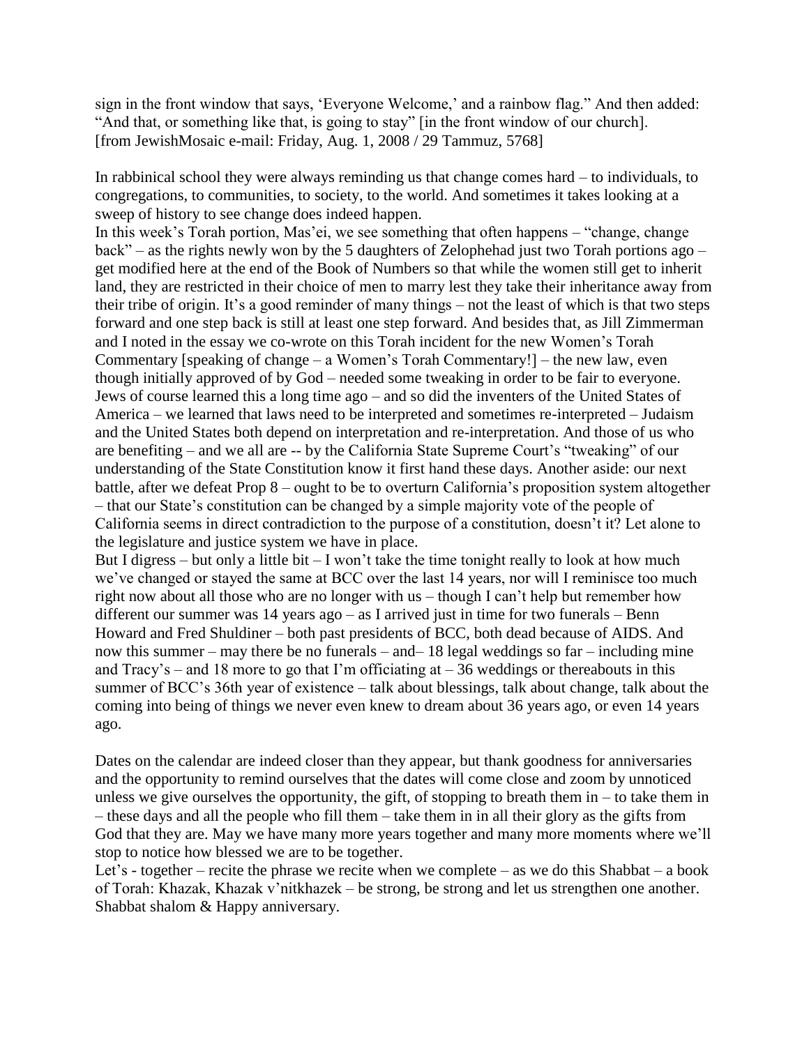sign in the front window that says, 'Everyone Welcome,' and a rainbow flag." And then added: "And that, or something like that, is going to stay" [in the front window of our church]. [from JewishMosaic e-mail: Friday, Aug. 1, 2008 / 29 Tammuz, 5768]

In rabbinical school they were always reminding us that change comes hard – to individuals, to congregations, to communities, to society, to the world. And sometimes it takes looking at a sweep of history to see change does indeed happen.
In this week's Torah portion, Mas'ei, we see something that often happens – "change, change back" – as the rights newly won by the 5 daughters of Zelophehad just two Torah portions ago – get modified here at the end of the Book of Numbers so that while the women still get to inherit land, they are restricted in their choice of men to marry lest they take their inheritance away from their tribe of origin. It's a good reminder of many things – not the least of which is that two steps forward and one step back is still at least one step forward. And besides that, as Jill Zimmerman and I noted in the essay we co-wrote on this Torah incident for the new Women's Torah Commentary [speaking of change – a Women's Torah Commentary!] – the new law, even though initially approved of by God – needed some tweaking in order to be fair to everyone. Jews of course learned this a long time ago – and so did the inventers of the United States of America – we learned that laws need to be interpreted and sometimes re-interpreted – Judaism and the United States both depend on interpretation and re-interpretation. And those of us who are benefiting – and we all are -- by the California State Supreme Court's "tweaking" of our understanding of the State Constitution know it first hand these days. Another aside: our next battle, after we defeat Prop 8 – ought to be to overturn California's proposition system altogether – that our State's constitution can be changed by a simple majority vote of the people of California seems in direct contradiction to the purpose of a constitution, doesn't it? Let alone to the legislature and justice system we have in place.
But I digress – but only a little bit – I won't take the time tonight really to look at how much we've changed or stayed the same at BCC over the last 14 years, nor will I reminisce too much right now about all those who are no longer with us – though I can't help but remember how different our summer was 14 years ago – as I arrived just in time for two funerals – Benn Howard and Fred Shuldiner – both past presidents of BCC, both dead because of AIDS. And now this summer – may there be no funerals – and– 18 legal weddings so far – including mine and Tracy's – and 18 more to go that I'm officiating at – 36 weddings or thereabouts in this summer of BCC's 36th year of existence – talk about blessings, talk about change, talk about the coming into being of things we never even knew to dream about 36 years ago, or even 14 years ago.

Dates on the calendar are indeed closer than they appear, but thank goodness for anniversaries and the opportunity to remind ourselves that the dates will come close and zoom by unnoticed unless we give ourselves the opportunity, the gift, of stopping to breath them in – to take them in – these days and all the people who fill them – take them in in all their glory as the gifts from God that they are. May we have many more years together and many more moments where we'll stop to notice how blessed we are to be together.
Let's - together – recite the phrase we recite when we complete – as we do this Shabbat – a book of Torah: Khazak, Khazak v'nitkhazek – be strong, be strong and let us strengthen one another. Shabbat shalom & Happy anniversary.